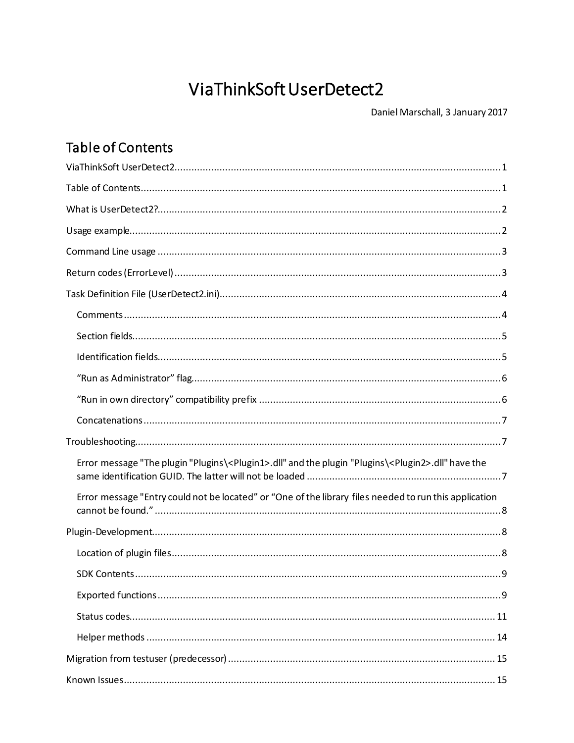# ViaThinkSoft UserDetect2

Daniel Marschall, 3 January 2017

## Table of Contents

ViaThinkSoft UserDetect2 ........................................ 1

Table of Contents ........................................ 1

What is UserDetect2? ........................................ 2

Usage example ........................................ 2

Command Line usage ........................................ 3

Return codes (ErrorLevel) ........................................ 3

Task Definition File (UserDetect2.ini) ........................................ 4

- Comments ........................................ 4
- Section fields ........................................ 5
- Identification fields ........................................ 5
- "Run as Administrator" flag ........................................ 6
- "Run in own directory" compatibility prefix ........................................ 6
- Concatenations ........................................ 7

Troubleshooting ........................................ 7

- Error message "The plugin "Plugins\<Plugin1>.dll" and the plugin "Plugins\<Plugin2>.dll" have the same identification GUID. The latter will not be loaded ........................................ 7
- Error message "Entry could not be located" or "One of the library files needed to run this application cannot be found." ........................................ 8

Plugin-Development ........................................ 8

- Location of plugin files ........................................ 8
- SDK Contents ........................................ 9
- Exported functions ........................................ 9
- Status codes ........................................ 11
- Helper methods ........................................ 14

Migration from testuser (predecessor) ........................................ 15

Known Issues ........................................ 15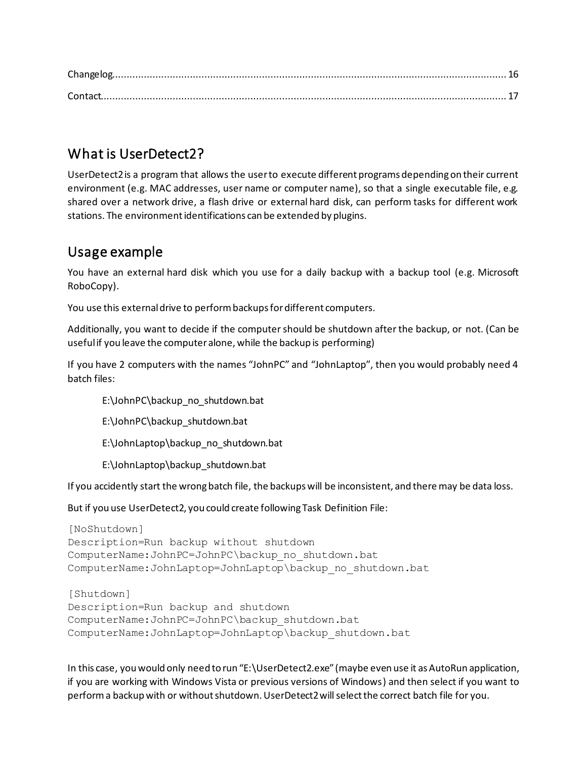Changelog.............................................................................................................................................. 16

Contact.................................................................................................................................................. 17

## What is UserDetect2?

UserDetect2 is a program that allows the user to execute different programs depending on their current environment (e.g. MAC addresses, user name or computer name), so that a single executable file, e.g. shared over a network drive, a flash drive or external hard disk, can perform tasks for different work stations. The environment identifications can be extended by plugins.

## Usage example

You have an external hard disk which you use for a daily backup with a backup tool (e.g. Microsoft RoboCopy).

You use this external drive to perform backups for different computers.

Additionally, you want to decide if the computer should be shutdown after the backup, or not. (Can be useful if you leave the computer alone, while the backup is performing)

If you have 2 computers with the names “JohnPC” and “JohnLaptop”, then you would probably need 4 batch files:

> E:\JohnPC\backup_no_shutdown.bat
>
> E:\JohnPC\backup_shutdown.bat
>
> E:\JohnLaptop\backup_no_shutdown.bat
>
> E:\JohnLaptop\backup_shutdown.bat

If you accidently start the wrong batch file, the backups will be inconsistent, and there may be data loss.

But if you use UserDetect2, you could create following Task Definition File:

```
[NoShutdown]
Description=Run backup without shutdown
ComputerName:JohnPC=JohnPC\backup_no_shutdown.bat
ComputerName:JohnLaptop=JohnLaptop\backup_no_shutdown.bat

[Shutdown]
Description=Run backup and shutdown
ComputerName:JohnPC=JohnPC\backup_shutdown.bat
ComputerName:JohnLaptop=JohnLaptop\backup_shutdown.bat
```

In this case, you would only need to run “E:\UserDetect2.exe” (maybe even use it as AutoRun application, if you are working with Windows Vista or previous versions of Windows) and then select if you want to perform a backup with or without shutdown. UserDetect2 will select the correct batch file for you.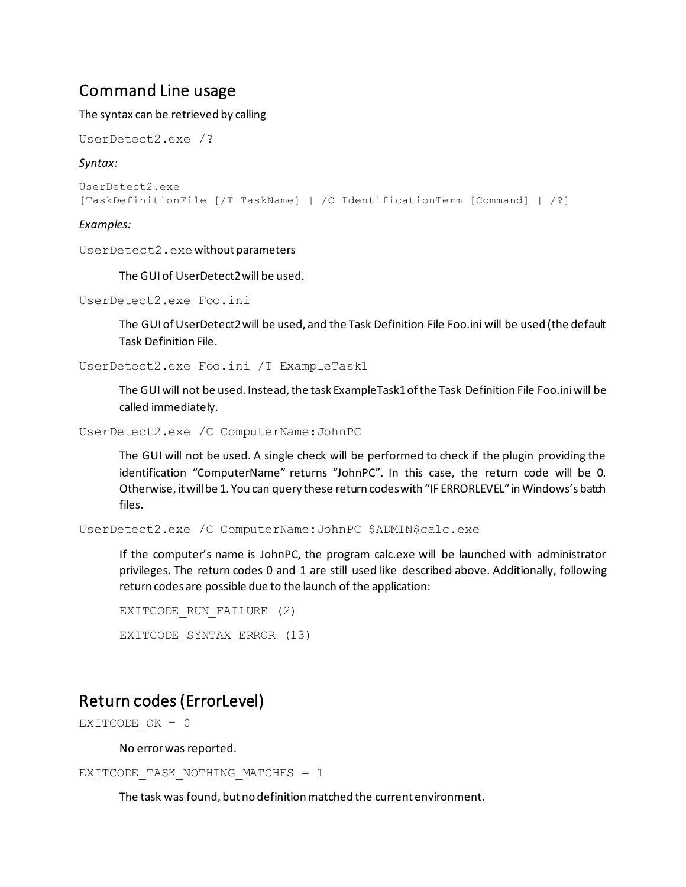## Command Line usage

The syntax can be retrieved by calling

```
UserDetect2.exe /?
```

*Syntax:*

```
UserDetect2.exe
[TaskDefinitionFile [/T TaskName] | /C IdentificationTerm [Command] | /?]
```

*Examples:*

`UserDetect2.exe` without parameters

> The GUI of UserDetect2 will be used.

`UserDetect2.exe Foo.ini`

> The GUI of UserDetect2 will be used, and the Task Definition File Foo.ini will be used (the default Task Definition File.

`UserDetect2.exe Foo.ini /T ExampleTask1`

> The GUI will not be used. Instead, the task ExampleTask1 of the Task Definition File Foo.ini will be called immediately.

`UserDetect2.exe /C ComputerName:JohnPC`

> The GUI will not be used. A single check will be performed to check if the plugin providing the identification “ComputerName” returns “JohnPC”. In this case, the return code will be 0. Otherwise, it will be 1. You can query these return codes with “IF ERRORLEVEL” in Windows’s batch files.

`UserDetect2.exe /C ComputerName:JohnPC $ADMIN$calc.exe`

> If the computer’s name is JohnPC, the program calc.exe will be launched with administrator privileges. The return codes 0 and 1 are still used like described above. Additionally, following return codes are possible due to the launch of the application:
>
> `EXITCODE_RUN_FAILURE (2)`
>
> `EXITCODE_SYNTAX_ERROR (13)`

## Return codes (ErrorLevel)

`EXITCODE_OK = 0`

> No error was reported.

`EXITCODE_TASK_NOTHING_MATCHES = 1`

> The task was found, but no definition matched the current environment.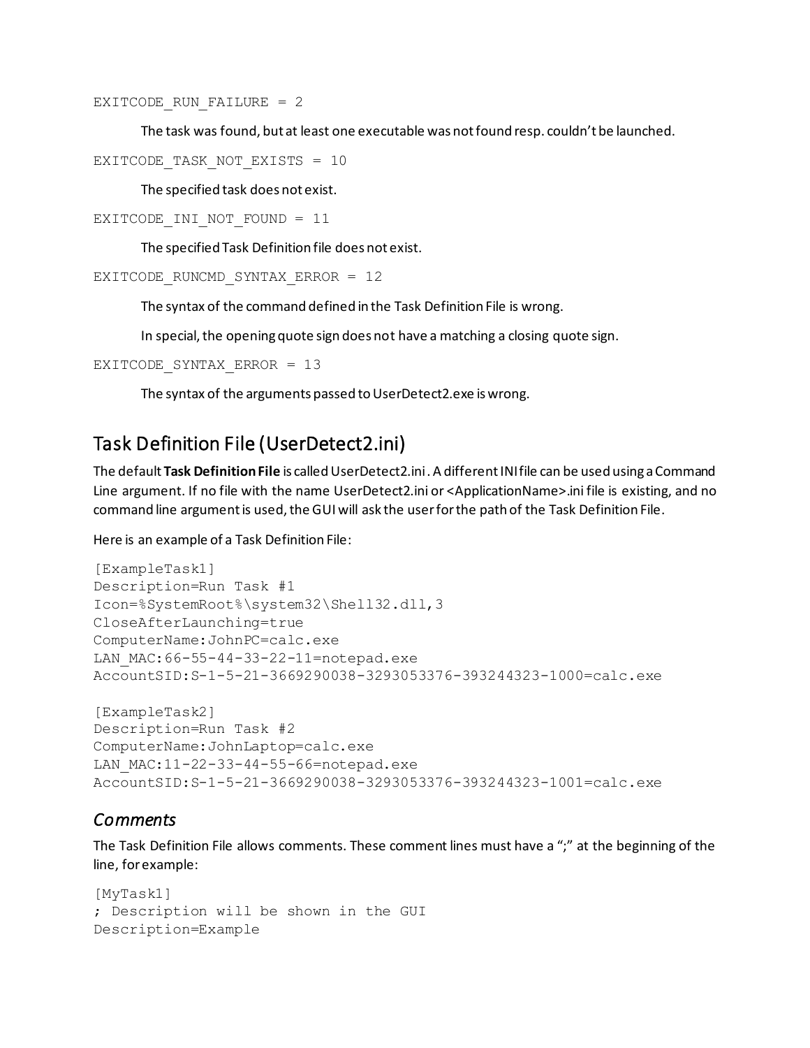```
EXITCODE_RUN_FAILURE = 2
```

The task was found, but at least one executable was not found resp. couldn't be launched.

```
EXITCODE_TASK_NOT_EXISTS = 10
```

The specified task does not exist.

```
EXITCODE_INI_NOT_FOUND = 11
```

The specified Task Definition file does not exist.

```
EXITCODE_RUNCMD_SYNTAX_ERROR = 12
```

The syntax of the command defined in the Task Definition File is wrong.

In special, the opening quote sign does not have a matching a closing quote sign.

```
EXITCODE_SYNTAX_ERROR = 13
```

The syntax of the arguments passed to UserDetect2.exe is wrong.

## Task Definition File (UserDetect2.ini)

The default **Task Definition File** is called UserDetect2.ini . A different INI file can be used using a Command Line argument. If no file with the name UserDetect2.ini or <ApplicationName>.ini file is existing, and no command line argument is used, the GUI will ask the user for the path of the Task Definition File.

Here is an example of a Task Definition File:

```
[ExampleTask1]
Description=Run Task #1
Icon=%SystemRoot%\system32\Shell32.dll,3
CloseAfterLaunching=true
ComputerName:JohnPC=calc.exe
LAN_MAC:66-55-44-33-22-11=notepad.exe
AccountSID:S-1-5-21-3669290038-3293053376-393244323-1000=calc.exe

[ExampleTask2]
Description=Run Task #2
ComputerName:JohnLaptop=calc.exe
LAN_MAC:11-22-33-44-55-66=notepad.exe
AccountSID:S-1-5-21-3669290038-3293053376-393244323-1001=calc.exe
```

### *Comments*

The Task Definition File allows comments. These comment lines must have a ";" at the beginning of the line, for example:

```
[MyTask1]
; Description will be shown in the GUI
Description=Example
```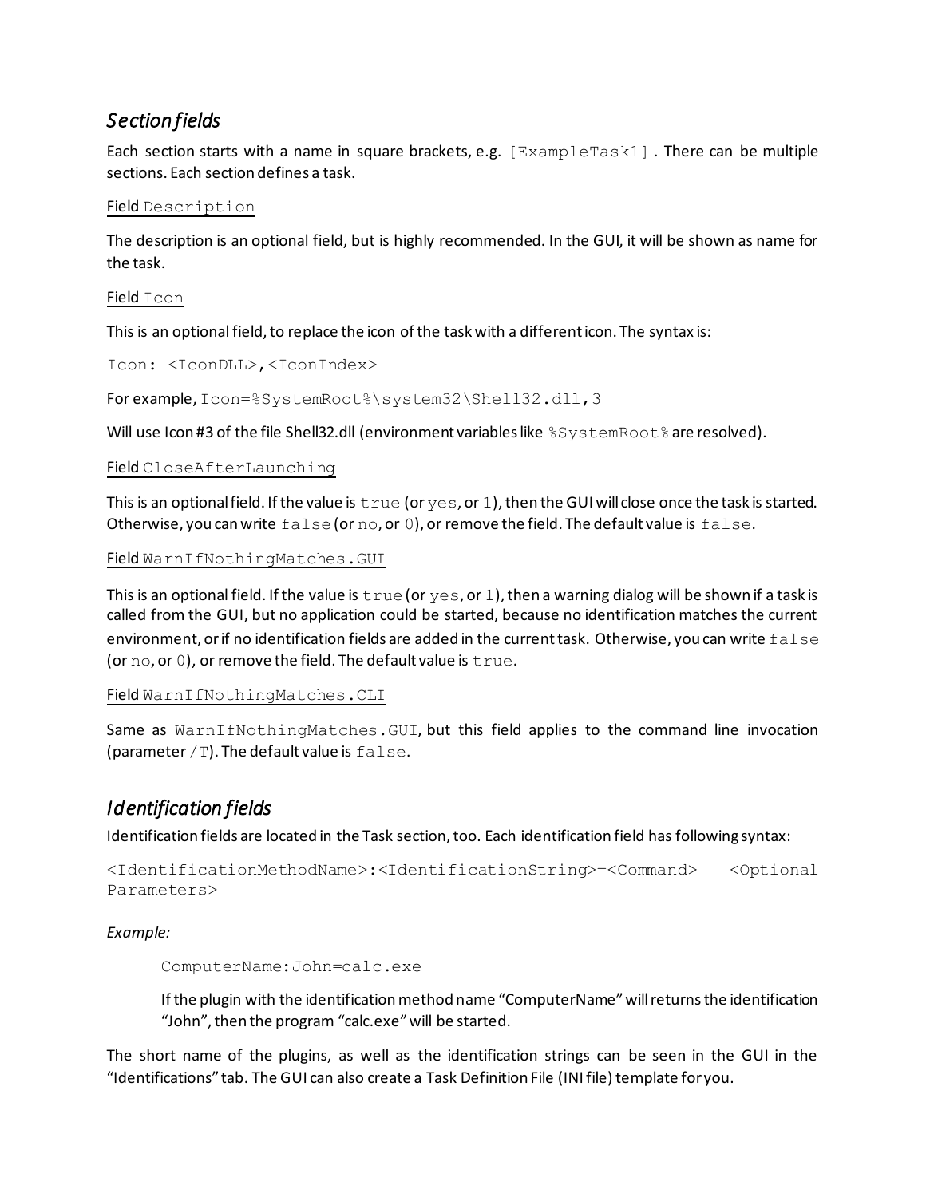## *Section fields*

Each section starts with a name in square brackets, e.g. `[ExampleTask1]`. There can be multiple sections. Each section defines a task.

### Field `Description`

The description is an optional field, but is highly recommended. In the GUI, it will be shown as name for the task.

### Field `Icon`

This is an optional field, to replace the icon of the task with a different icon. The syntax is:

```
Icon: <IconDLL>,<IconIndex>
```

For example, `Icon=%SystemRoot%\system32\Shell32.dll,3`

Will use Icon #3 of the file Shell32.dll (environment variables like `%SystemRoot%` are resolved).

### Field `CloseAfterLaunching`

This is an optional field. If the value is `true` (or `yes`, or `1`), then the GUI will close once the task is started. Otherwise, you can write `false` (or `no`, or `0`), or remove the field. The default value is `false`.

### Field `WarnIfNothingMatches.GUI`

This is an optional field. If the value is `true` (or `yes`, or `1`), then a warning dialog will be shown if a task is called from the GUI, but no application could be started, because no identification matches the current environment, or if no identification fields are added in the current task. Otherwise, you can write `false` (or `no`, or `0`), or remove the field. The default value is `true`.

### Field `WarnIfNothingMatches.CLI`

Same as `WarnIfNothingMatches.GUI`, but this field applies to the command line invocation (parameter `/T`). The default value is `false`.

## *Identification fields*

Identification fields are located in the Task section, too. Each identification field has following syntax:

```
<IdentificationMethodName>:<IdentificationString>=<Command>   <Optional Parameters>
```

*Example:*

```
ComputerName:John=calc.exe
```

If the plugin with the identification method name "ComputerName" will returns the identification "John", then the program "calc.exe" will be started.

The short name of the plugins, as well as the identification strings can be seen in the GUI in the "Identifications" tab. The GUI can also create a Task Definition File (INI file) template for you.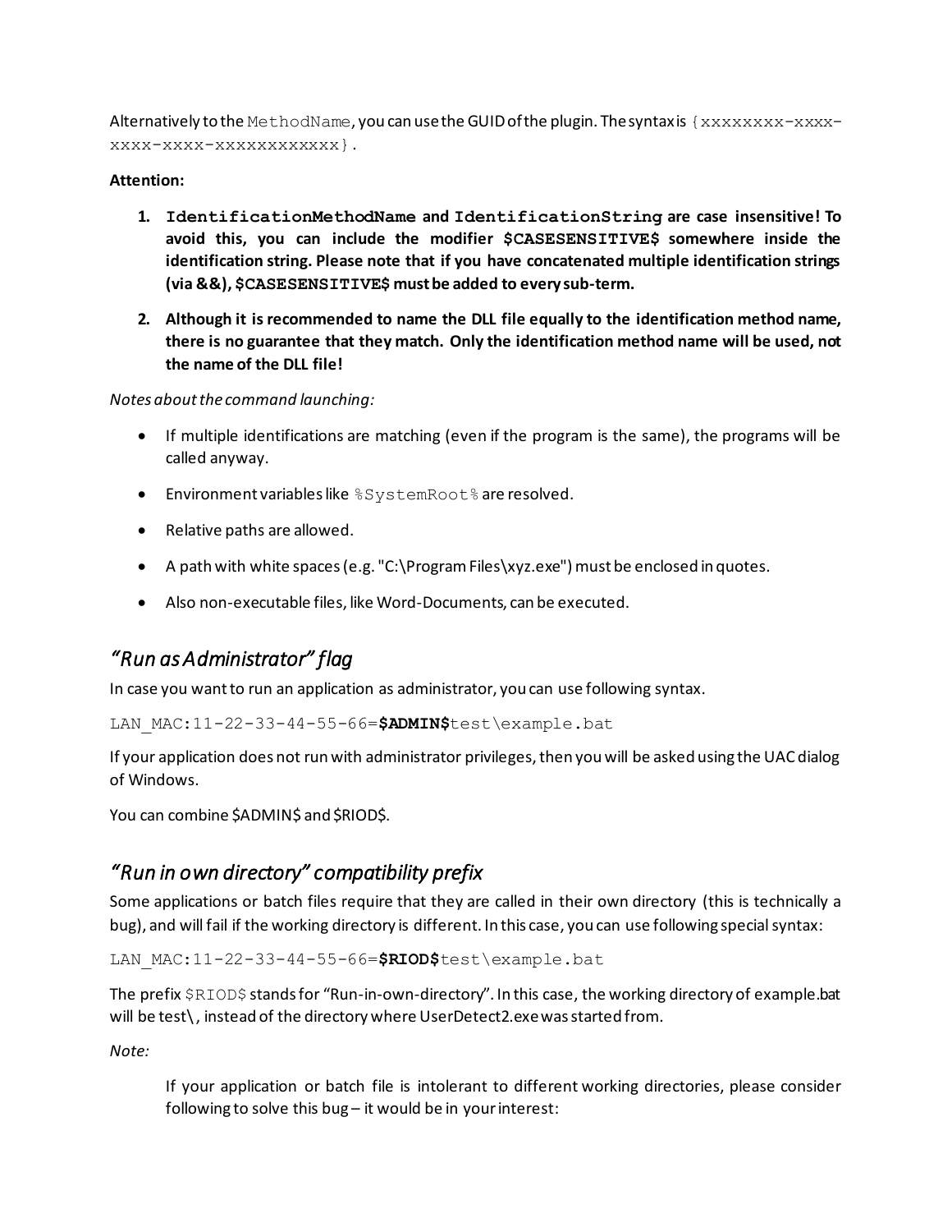Alternatively to the `MethodName`, you can use the GUID of the plugin. The syntax is `{xxxxxxxx-xxxx-xxxx-xxxx-xxxxxxxxxxxx}`.

**Attention:**

1. **`IdentificationMethodName` and `IdentificationString` are case insensitive! To avoid this, you can include the modifier `$CASESENSITIVE$` somewhere inside the identification string. Please note that if you have concatenated multiple identification strings (via &&), `$CASESENSITIVE$` must be added to every sub-term.**
2. **Although it is recommended to name the DLL file equally to the identification method name, there is no guarantee that they match. Only the identification method name will be used, not the name of the DLL file!**

*Notes about the command launching:*

- If multiple identifications are matching (even if the program is the same), the programs will be called anyway.
- Environment variables like `%SystemRoot%` are resolved.
- Relative paths are allowed.
- A path with white spaces (e.g. "C:\Program Files\xyz.exe") must be enclosed in quotes.
- Also non-executable files, like Word-Documents, can be executed.

## *"Run as Administrator" flag*

In case you want to run an application as administrator, you can use following syntax.

```
LAN_MAC:11-22-33-44-55-66=$ADMIN$test\example.bat
```

If your application does not run with administrator privileges, then you will be asked using the UAC dialog of Windows.

You can combine $ADMIN$ and $RIOD$.

## *"Run in own directory" compatibility prefix*

Some applications or batch files require that they are called in their own directory (this is technically a bug), and will fail if the working directory is different. In this case, you can use following special syntax:

```
LAN_MAC:11-22-33-44-55-66=$RIOD$test\example.bat
```

The prefix `$RIOD$` stands for "Run-in-own-directory". In this case, the working directory of example.bat will be test\, instead of the directory where UserDetect2.exe was started from.

*Note:*

> If your application or batch file is intolerant to different working directories, please consider following to solve this bug – it would be in your interest: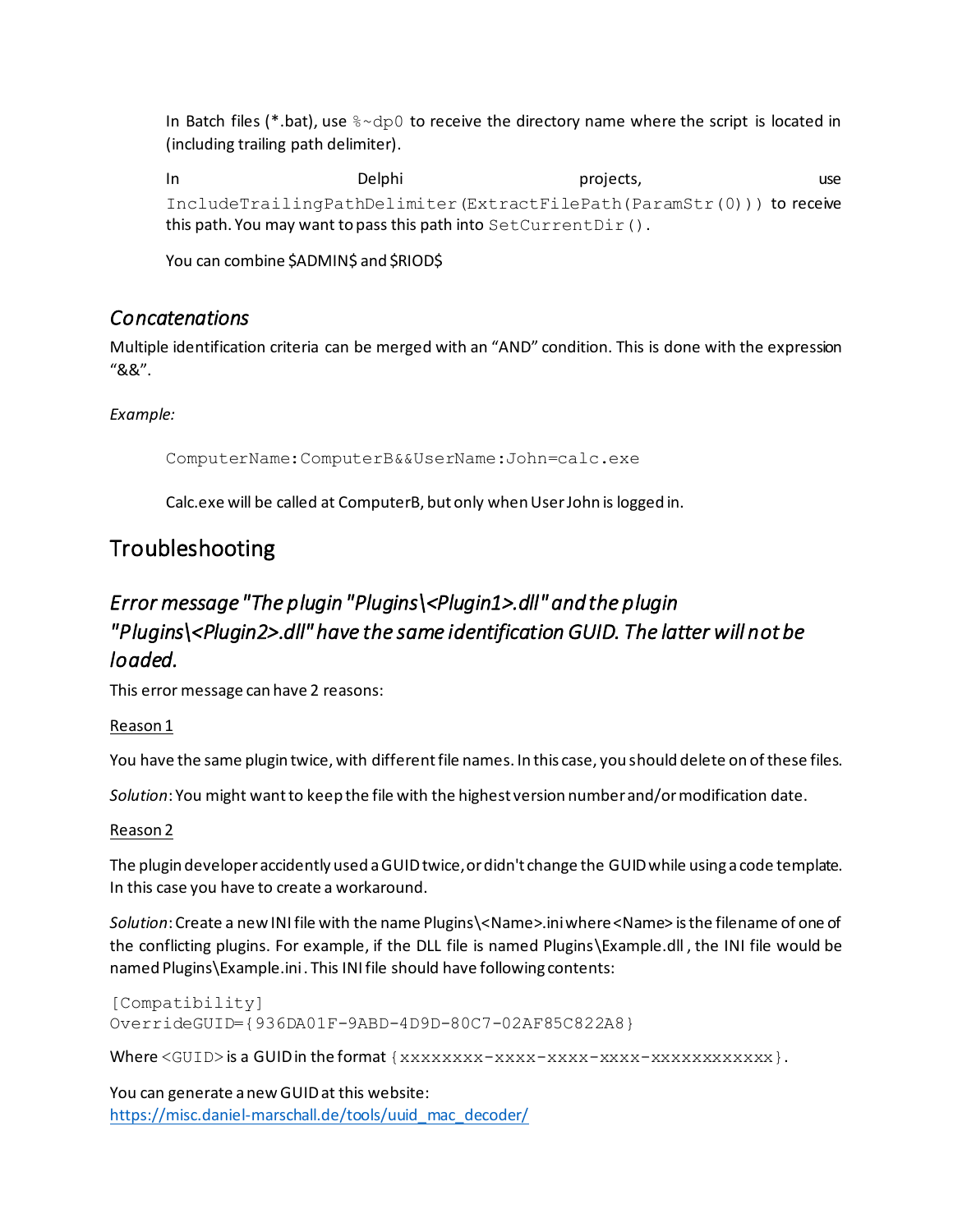In Batch files (*.bat), use `%~dp0` to receive the directory name where the script is located in (including trailing path delimiter).

In Delphi projects, use `IncludeTrailingPathDelimiter(ExtractFilePath(ParamStr(0)))` to receive this path. You may want to pass this path into `SetCurrentDir()`.

You can combine $ADMIN$ and $RIOD$

### *Concatenations*

Multiple identification criteria can be merged with an "AND" condition. This is done with the expression "&&".

*Example:*

```
ComputerName:ComputerB&&UserName:John=calc.exe
```

Calc.exe will be called at ComputerB, but only when User John is logged in.

## Troubleshooting

### *Error message "The plugin "Plugins\<Plugin1>.dll" and the plugin "Plugins\<Plugin2>.dll" have the same identification GUID. The latter will not be loaded.*

This error message can have 2 reasons:

<u>Reason 1</u>

You have the same plugin twice, with different file names. In this case, you should delete on of these files.

*Solution*: You might want to keep the file with the highest version number and/or modification date.

<u>Reason 2</u>

The plugin developer accidently used a GUID twice, or didn't change the GUID while using a code template. In this case you have to create a workaround.

*Solution*: Create a new INI file with the name Plugins\<Name>.ini where <Name> is the filename of one of the conflicting plugins. For example, if the DLL file is named Plugins\Example.dll , the INI file would be named Plugins\Example.ini . This INI file should have following contents:

```
[Compatibility]
OverrideGUID={936DA01F-9ABD-4D9D-80C7-02AF85C822A8}
```

Where `<GUID>` is a GUID in the format `{xxxxxxxx-xxxx-xxxx-xxxx-xxxxxxxxxxxx}`.

You can generate a new GUID at this website:
[https://misc.daniel-marschall.de/tools/uuid_mac_decoder/](https://misc.daniel-marschall.de/tools/uuid_mac_decoder/)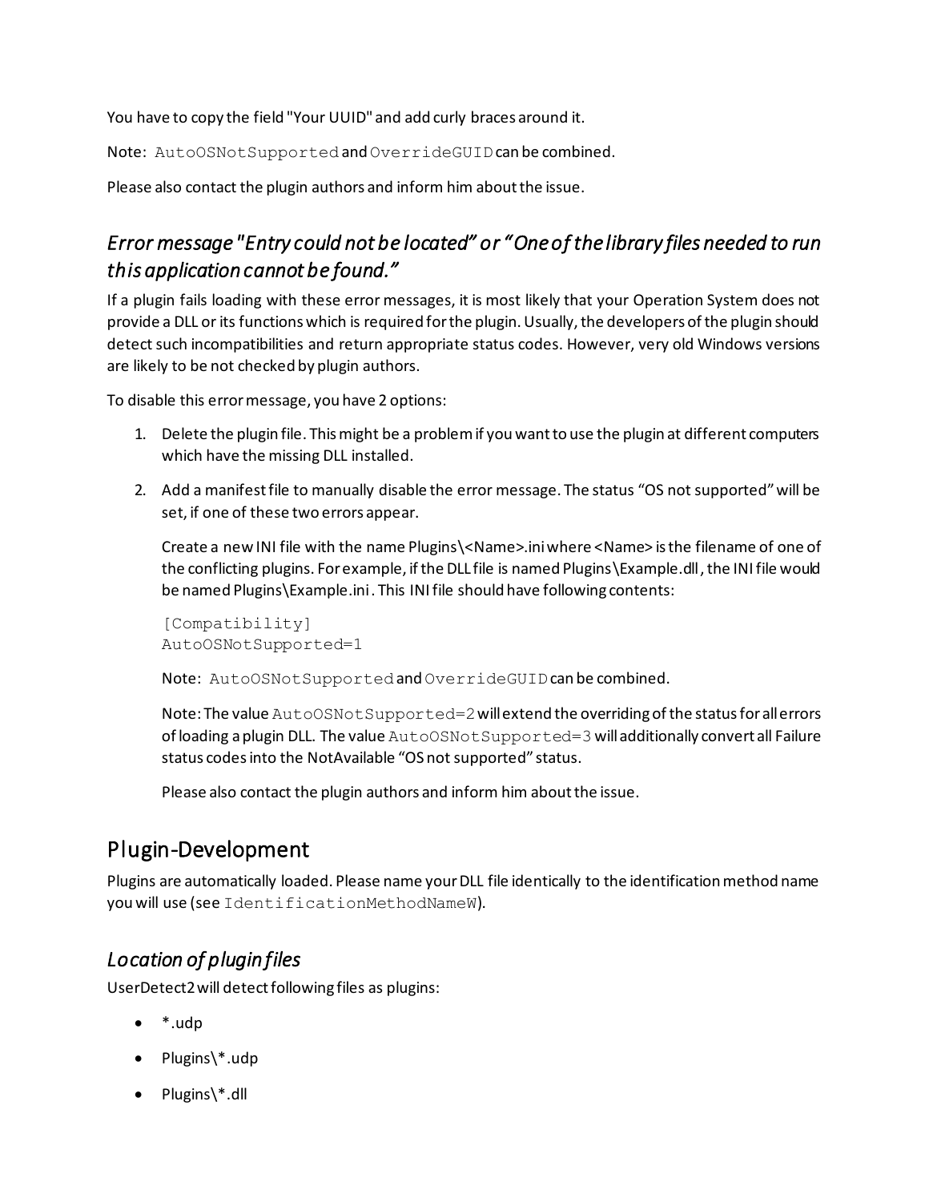You have to copy the field "Your UUID" and add curly braces around it.

Note: `AutoOSNotSupported` and `OverrideGUID` can be combined.

Please also contact the plugin authors and inform him about the issue.

### *Error message "Entry could not be located" or "One of the library files needed to run this application cannot be found."*

If a plugin fails loading with these error messages, it is most likely that your Operation System does not provide a DLL or its functions which is required for the plugin. Usually, the developers of the plugin should detect such incompatibilities and return appropriate status codes. However, very old Windows versions are likely to be not checked by plugin authors.

To disable this error message, you have 2 options:

1. Delete the plugin file. This might be a problem if you want to use the plugin at different computers which have the missing DLL installed.

2. Add a manifest file to manually disable the error message. The status "OS not supported" will be set, if one of these two errors appear.

   Create a new INI file with the name Plugins\<Name>.ini where <Name> is the filename of one of the conflicting plugins. For example, if the DLL file is named Plugins\Example.dll, the INI file would be named Plugins\Example.ini. This INI file should have following contents:

   ```
   [Compatibility]
   AutoOSNotSupported=1
   ```

   Note: `AutoOSNotSupported` and `OverrideGUID` can be combined.

   Note: The value `AutoOSNotSupported=2` will extend the overriding of the status for all errors of loading a plugin DLL. The value `AutoOSNotSupported=3` will additionally convert all Failure status codes into the NotAvailable "OS not supported" status.

   Please also contact the plugin authors and inform him about the issue.

## Plugin-Development

Plugins are automatically loaded. Please name your DLL file identically to the identification method name you will use (see `IdentificationMethodNameW`).

### *Location of plugin files*

UserDetect2 will detect following files as plugins:

- *.udp
- Plugins\*.udp
- Plugins\*.dll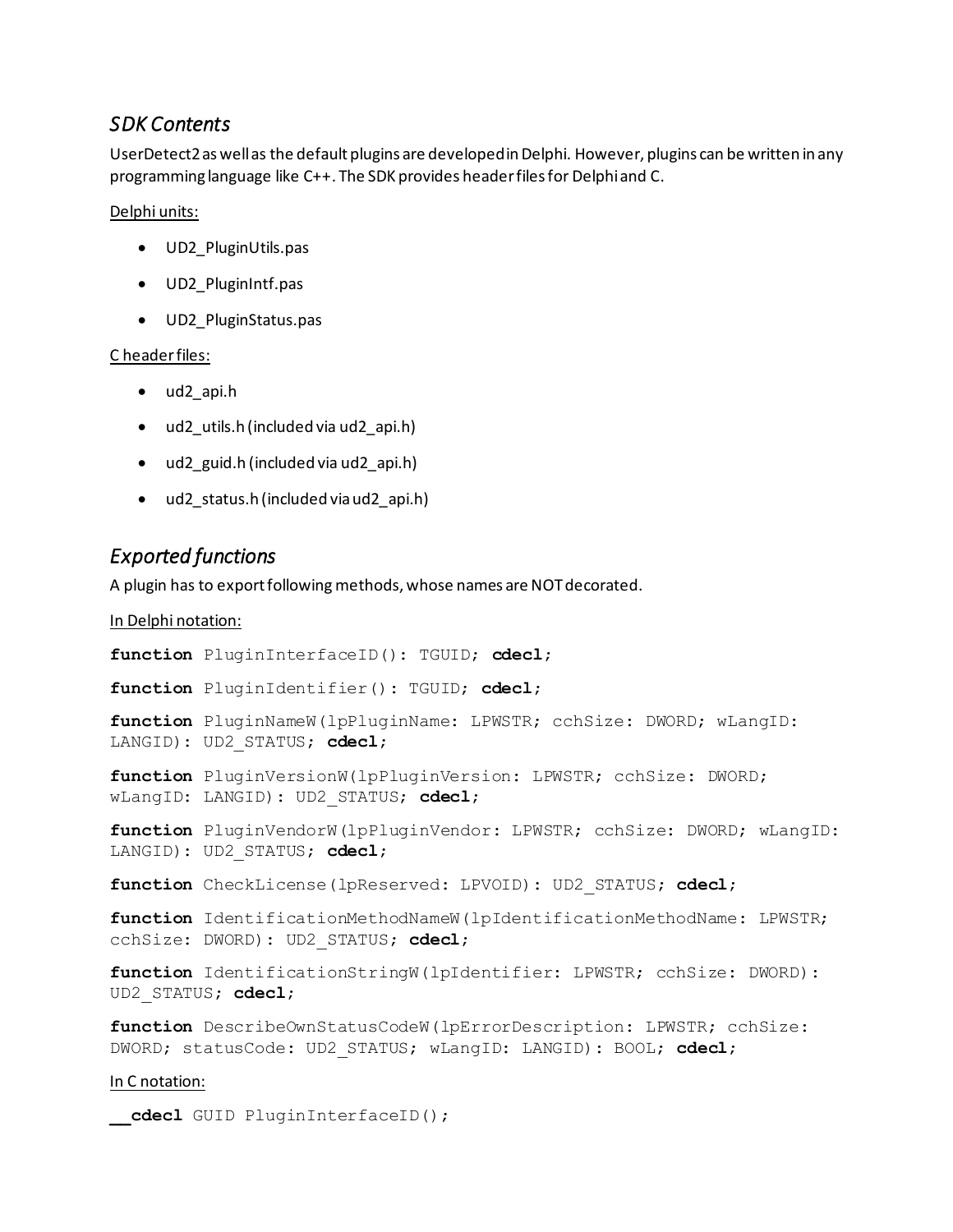## *SDK Contents*

UserDetect2 as well as the default plugins are developed in Delphi. However, plugins can be written in any programming language like C++. The SDK provides header files for Delphi and C.

<u>Delphi units:</u>

- UD2_PluginUtils.pas
- UD2_PluginIntf.pas
- UD2_PluginStatus.pas

<u>C header files:</u>

- ud2_api.h
- ud2_utils.h (included via ud2_api.h)
- ud2_guid.h (included via ud2_api.h)
- ud2_status.h (included via ud2_api.h)

## *Exported functions*

A plugin has to export following methods, whose names are NOT decorated.

<u>In Delphi notation:</u>

```
function PluginInterfaceID(): TGUID; cdecl;

function PluginIdentifier(): TGUID; cdecl;

function PluginNameW(lpPluginName: LPWSTR; cchSize: DWORD; wLangID: LANGID): UD2_STATUS; cdecl;

function PluginVersionW(lpPluginVersion: LPWSTR; cchSize: DWORD; wLangID: LANGID): UD2_STATUS; cdecl;

function PluginVendorW(lpPluginVendor: LPWSTR; cchSize: DWORD; wLangID: LANGID): UD2_STATUS; cdecl;

function CheckLicense(lpReserved: LPVOID): UD2_STATUS; cdecl;

function IdentificationMethodNameW(lpIdentificationMethodName: LPWSTR; cchSize: DWORD): UD2_STATUS; cdecl;

function IdentificationStringW(lpIdentifier: LPWSTR; cchSize: DWORD): UD2_STATUS; cdecl;

function DescribeOwnStatusCodeW(lpErrorDescription: LPWSTR; cchSize: DWORD; statusCode: UD2_STATUS; wLangID: LANGID): BOOL; cdecl;
```

<u>In C notation:</u>

```
__cdecl GUID PluginInterfaceID();
```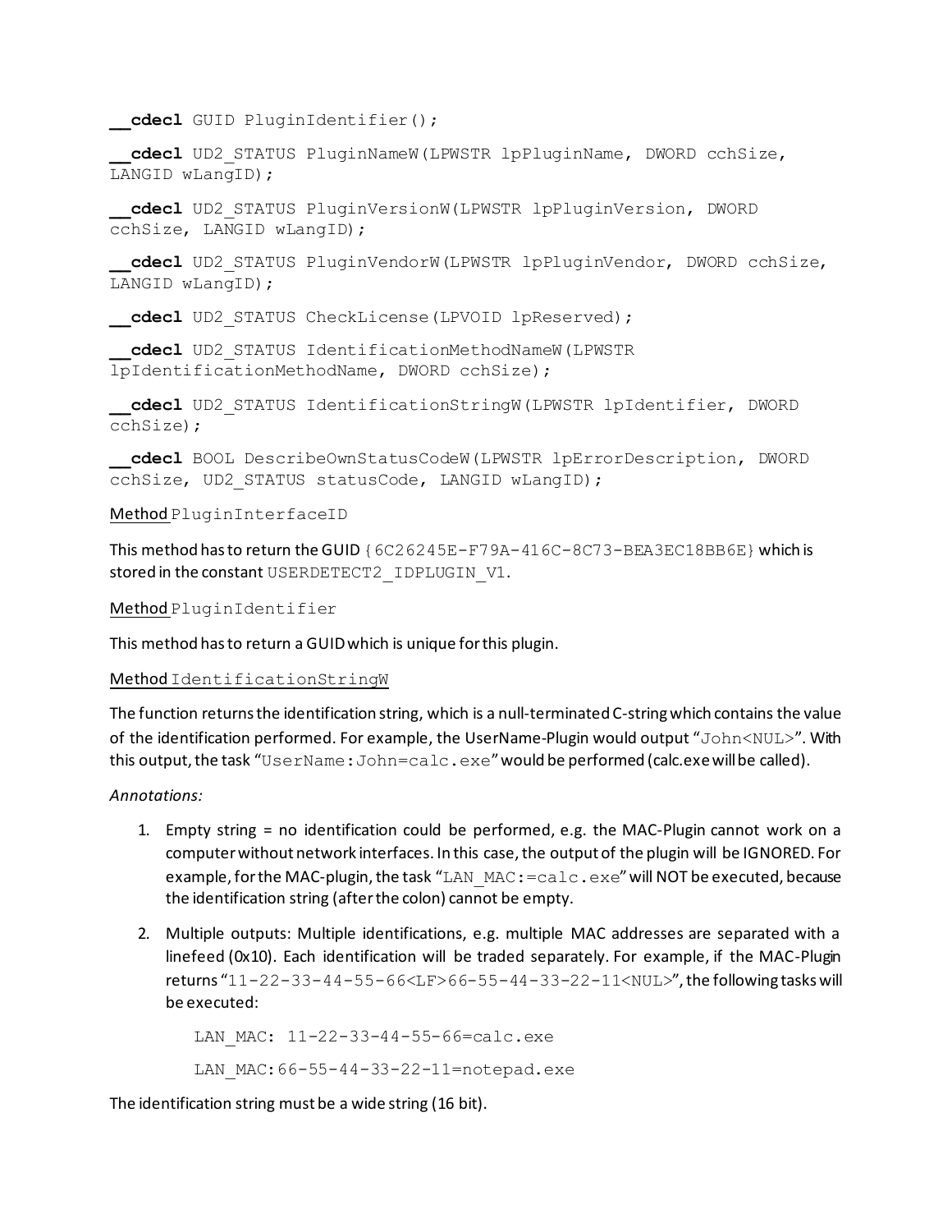**__cdecl** GUID PluginIdentifier();

**__cdecl** UD2_STATUS PluginNameW(LPWSTR lpPluginName, DWORD cchSize, LANGID wLangID);

**__cdecl** UD2_STATUS PluginVersionW(LPWSTR lpPluginVersion, DWORD cchSize, LANGID wLangID);

**__cdecl** UD2_STATUS PluginVendorW(LPWSTR lpPluginVendor, DWORD cchSize, LANGID wLangID);

**__cdecl** UD2_STATUS CheckLicense(LPVOID lpReserved);

**__cdecl** UD2_STATUS IdentificationMethodNameW(LPWSTR lpIdentificationMethodName, DWORD cchSize);

**__cdecl** UD2_STATUS IdentificationStringW(LPWSTR lpIdentifier, DWORD cchSize);

**__cdecl** BOOL DescribeOwnStatusCodeW(LPWSTR lpErrorDescription, DWORD cchSize, UD2_STATUS statusCode, LANGID wLangID);

<u>Method</u> `PluginInterfaceID`

This method has to return the GUID `{6C26245E-F79A-416C-8C73-BEA3EC18BB6E}` which is stored in the constant `USERDETECT2_IDPLUGIN_V1`.

<u>Method</u> `PluginIdentifier`

This method has to return a GUID which is unique for this plugin.

<u>Method</u> `IdentificationStringW`

The function returns the identification string, which is a null-terminated C-string which contains the value of the identification performed. For example, the UserName-Plugin would output "`John<NUL>`". With this output, the task "`UserName:John=calc.exe`" would be performed (calc.exe will be called).

*Annotations:*

1. Empty string = no identification could be performed, e.g. the MAC-Plugin cannot work on a computer without network interfaces. In this case, the output of the plugin will be IGNORED. For example, for the MAC-plugin, the task "`LAN_MAC:=calc.exe`" will NOT be executed, because the identification string (after the colon) cannot be empty.
2. Multiple outputs: Multiple identifications, e.g. multiple MAC addresses are separated with a linefeed (0x10). Each identification will be traded separately. For example, if the MAC-Plugin returns "`11-22-33-44-55-66<LF>66-55-44-33-22-11<NUL>`", the following tasks will be executed:

```
LAN_MAC: 11-22-33-44-55-66=calc.exe
LAN_MAC:66-55-44-33-22-11=notepad.exe
```

The identification string must be a wide string (16 bit).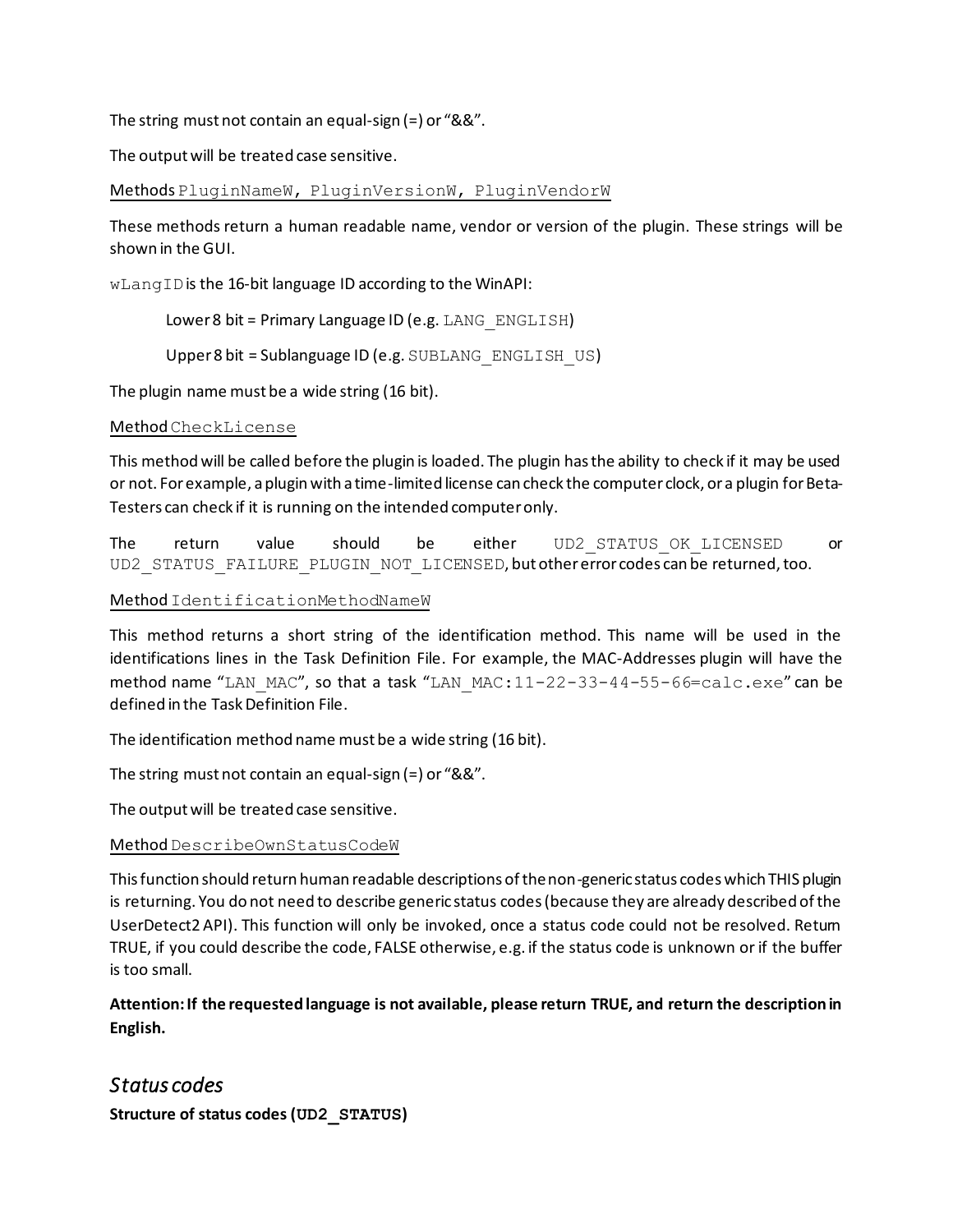The string must not contain an equal-sign (=) or "&&".

The output will be treated case sensitive.

Methods `PluginNameW, PluginVersionW, PluginVendorW`

These methods return a human readable name, vendor or version of the plugin. These strings will be shown in the GUI.

`wLangID` is the 16-bit language ID according to the WinAPI:

> Lower 8 bit = Primary Language ID (e.g. `LANG_ENGLISH`)
>
> Upper 8 bit = Sublanguage ID (e.g. `SUBLANG_ENGLISH_US`)

The plugin name must be a wide string (16 bit).

Method `CheckLicense`

This method will be called before the plugin is loaded. The plugin has the ability to check if it may be used or not. For example, a plugin with a time-limited license can check the computer clock, or a plugin for Beta-Testers can check if it is running on the intended computer only.

The return value should be either `UD2_STATUS_OK_LICENSED` or `UD2_STATUS_FAILURE_PLUGIN_NOT_LICENSED`, but other error codes can be returned, too.

Method `IdentificationMethodNameW`

This method returns a short string of the identification method. This name will be used in the identifications lines in the Task Definition File. For example, the MAC-Addresses plugin will have the method name "`LAN_MAC`", so that a task "`LAN_MAC:11-22-33-44-55-66=calc.exe`" can be defined in the Task Definition File.

The identification method name must be a wide string (16 bit).

The string must not contain an equal-sign (=) or "&&".

The output will be treated case sensitive.

Method `DescribeOwnStatusCodeW`

This function should return human readable descriptions of the non-generic status codes which THIS plugin is returning. You do not need to describe generic status codes (because they are already described of the UserDetect2 API). This function will only be invoked, once a status code could not be resolved. Return TRUE, if you could describe the code, FALSE otherwise, e.g. if the status code is unknown or if the buffer is too small.

**Attention: If the requested language is not available, please return TRUE, and return the description in English.**

## *Status codes*

**Structure of status codes (`UD2_STATUS`)**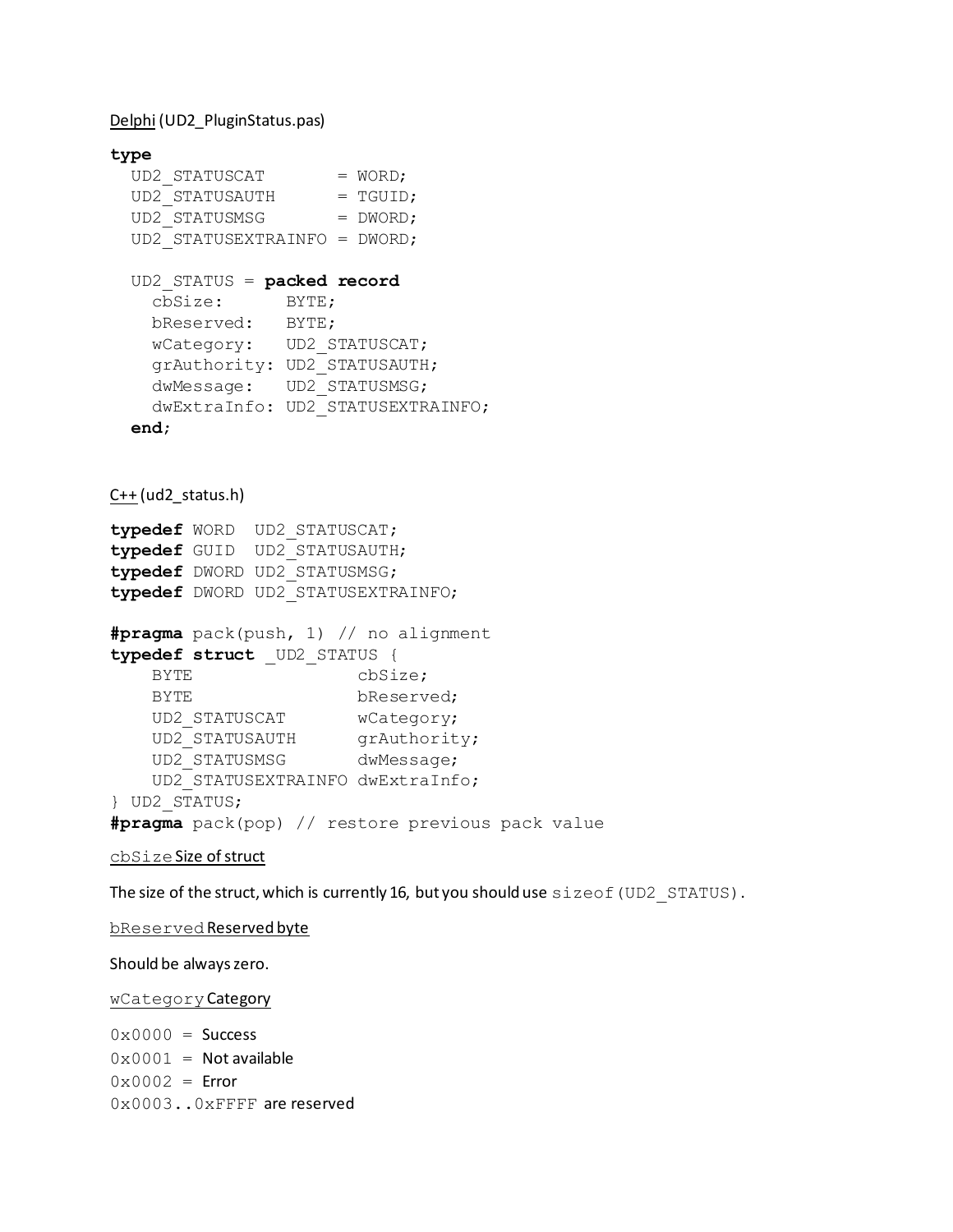Delphi (UD2_PluginStatus.pas)

```
type
  UD2_STATUSCAT       = WORD;
  UD2_STATUSAUTH      = TGUID;
  UD2_STATUSMSG       = DWORD;
  UD2_STATUSEXTRAINFO = DWORD;

  UD2_STATUS = packed record
    cbSize:      BYTE;
    bReserved:   BYTE;
    wCategory:   UD2_STATUSCAT;
    grAuthority: UD2_STATUSAUTH;
    dwMessage:   UD2_STATUSMSG;
    dwExtraInfo: UD2_STATUSEXTRAINFO;
  end;
```

C++ (ud2_status.h)

```
typedef WORD  UD2_STATUSCAT;
typedef GUID  UD2_STATUSAUTH;
typedef DWORD UD2_STATUSMSG;
typedef DWORD UD2_STATUSEXTRAINFO;

#pragma pack(push, 1) // no alignment
typedef struct _UD2_STATUS {
    BYTE                cbSize;
    BYTE                bReserved;
    UD2_STATUSCAT       wCategory;
    UD2_STATUSAUTH      grAuthority;
    UD2_STATUSMSG       dwMessage;
    UD2_STATUSEXTRAINFO dwExtraInfo;
} UD2_STATUS;
#pragma pack(pop) // restore previous pack value
```

`cbSize` Size of struct

The size of the struct, which is currently 16, but you should use `sizeof(UD2_STATUS)`.

`bReserved` Reserved byte

Should be always zero.

`wCategory` Category

`0x0000` = Success
`0x0001` = Not available
`0x0002` = Error
`0x0003..0xFFFF` are reserved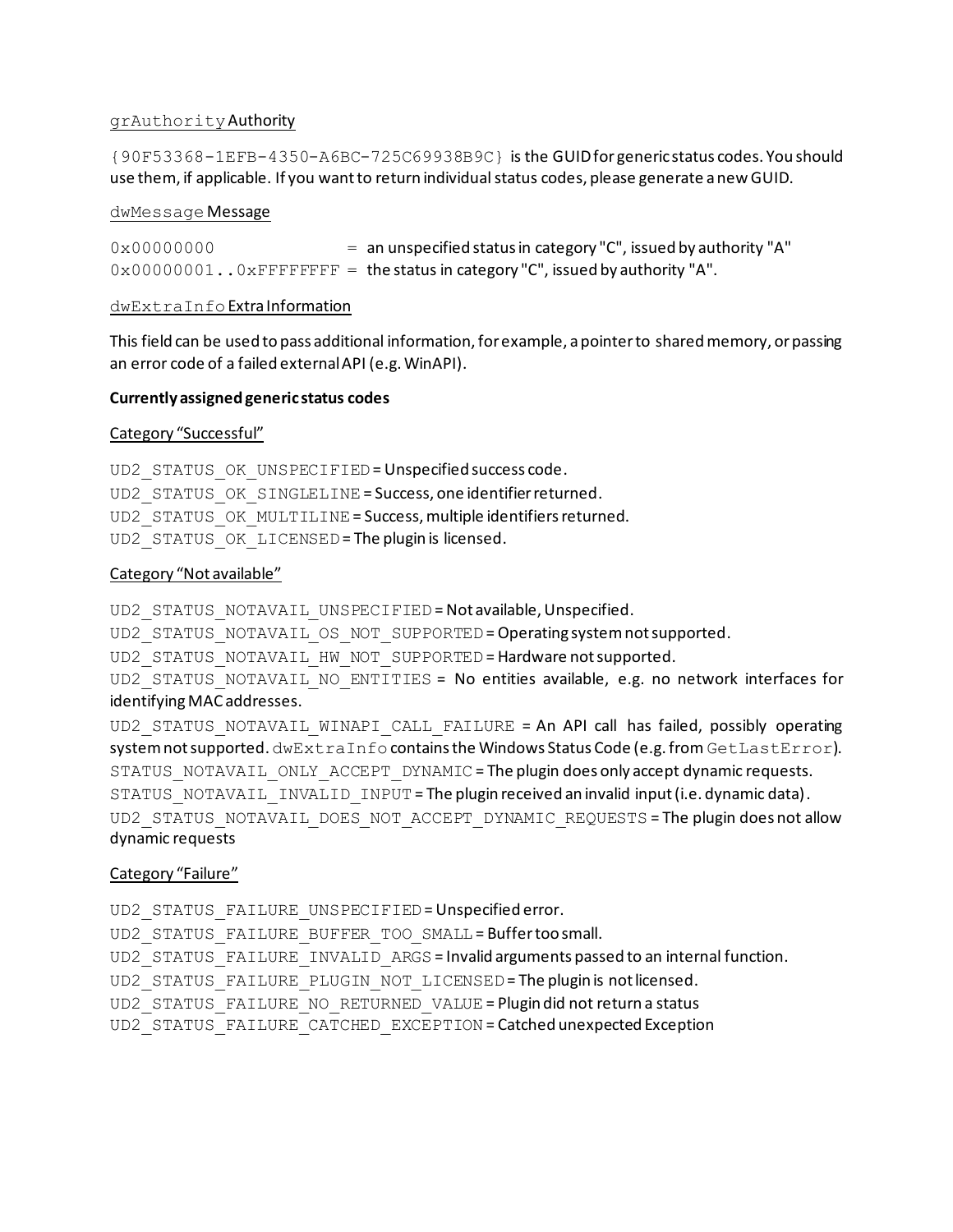grAuthority Authority

{90F53368-1EFB-4350-A6BC-725C69938B9C} is the GUID for generic status codes. You should use them, if applicable. If you want to return individual status codes, please generate a new GUID.

dwMessage Message

0x00000000 = an unspecified status in category "C", issued by authority "A"
0x00000001..0xFFFFFFFF = the status in category "C", issued by authority "A".

dwExtraInfo Extra Information

This field can be used to pass additional information, for example, a pointer to shared memory, or passing an error code of a failed external API (e.g. WinAPI).

**Currently assigned generic status codes**

Category "Successful"

UD2_STATUS_OK_UNSPECIFIED = Unspecified success code.
UD2_STATUS_OK_SINGLELINE = Success, one identifier returned.
UD2_STATUS_OK_MULTILINE = Success, multiple identifiers returned.
UD2_STATUS_OK_LICENSED = The plugin is licensed.

Category "Not available"

UD2_STATUS_NOTAVAIL_UNSPECIFIED = Not available, Unspecified.
UD2_STATUS_NOTAVAIL_OS_NOT_SUPPORTED = Operating system not supported.
UD2_STATUS_NOTAVAIL_HW_NOT_SUPPORTED = Hardware not supported.
UD2_STATUS_NOTAVAIL_NO_ENTITIES = No entities available, e.g. no network interfaces for identifying MAC addresses.
UD2_STATUS_NOTAVAIL_WINAPI_CALL_FAILURE = An API call has failed, possibly operating system not supported. dwExtraInfo contains the Windows Status Code (e.g. from GetLastError).
STATUS_NOTAVAIL_ONLY_ACCEPT_DYNAMIC = The plugin does only accept dynamic requests.
STATUS_NOTAVAIL_INVALID_INPUT = The plugin received an invalid input (i.e. dynamic data).
UD2_STATUS_NOTAVAIL_DOES_NOT_ACCEPT_DYNAMIC_REQUESTS = The plugin does not allow dynamic requests

Category "Failure"

UD2_STATUS_FAILURE_UNSPECIFIED = Unspecified error.
UD2_STATUS_FAILURE_BUFFER_TOO_SMALL = Buffer too small.
UD2_STATUS_FAILURE_INVALID_ARGS = Invalid arguments passed to an internal function.
UD2_STATUS_FAILURE_PLUGIN_NOT_LICENSED = The plugin is not licensed.
UD2_STATUS_FAILURE_NO_RETURNED_VALUE = Plugin did not return a status
UD2_STATUS_FAILURE_CATCHED_EXCEPTION = Catched unexpected Exception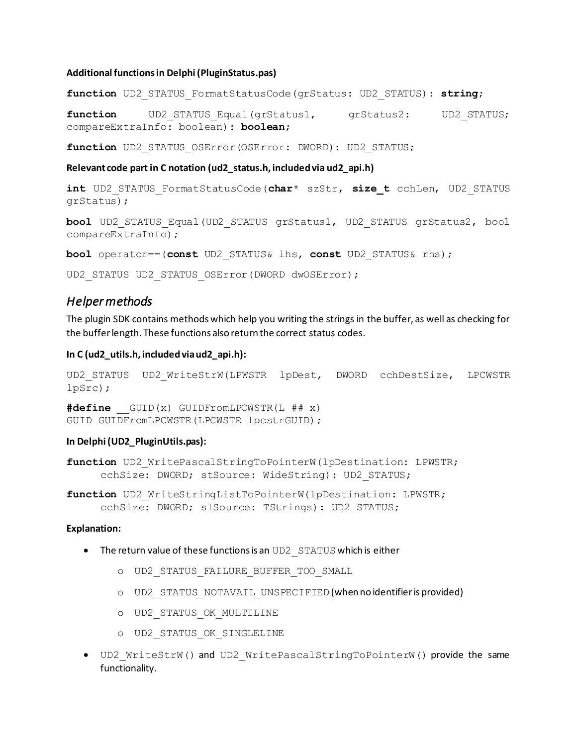**Additional functions in Delphi (PluginStatus.pas)**

```
function UD2_STATUS_FormatStatusCode(grStatus: UD2_STATUS): string;
```

```
function UD2_STATUS_Equal(grStatus1, grStatus2: UD2_STATUS; compareExtraInfo: boolean): boolean;
```

```
function UD2_STATUS_OSError(OSError: DWORD): UD2_STATUS;
```

**Relevant code part in C notation (ud2_status.h, included via ud2_api.h)**

```
int UD2_STATUS_FormatStatusCode(char* szStr, size_t cchLen, UD2_STATUS grStatus);
```

```
bool UD2_STATUS_Equal(UD2_STATUS grStatus1, UD2_STATUS grStatus2, bool compareExtraInfo);
```

```
bool operator==(const UD2_STATUS& lhs, const UD2_STATUS& rhs);
```

```
UD2_STATUS UD2_STATUS_OSError(DWORD dwOSError);
```

## *Helper methods*

The plugin SDK contains methods which help you writing the strings in the buffer, as well as checking for the buffer length. These functions also return the correct status codes.

**In C (ud2_utils.h, included via ud2_api.h):**

```
UD2_STATUS UD2_WriteStrW(LPWSTR lpDest, DWORD cchDestSize, LPCWSTR lpSrc);
```

```
#define __GUID(x) GUIDFromLPCWSTR(L ## x)
GUID GUIDFromLPCWSTR(LPCWSTR lpcstrGUID);
```

**In Delphi (UD2_PluginUtils.pas):**

```
function UD2_WritePascalStringToPointerW(lpDestination: LPWSTR;
    cchSize: DWORD; stSource: WideString): UD2_STATUS;
```

```
function UD2_WriteStringListToPointerW(lpDestination: LPWSTR;
    cchSize: DWORD; slSource: TStrings): UD2_STATUS;
```

**Explanation:**

- The return value of these functions is an `UD2_STATUS` which is either
  - `UD2_STATUS_FAILURE_BUFFER_TOO_SMALL`
  - `UD2_STATUS_NOTAVAIL_UNSPECIFIED` (when no identifier is provided)
  - `UD2_STATUS_OK_MULTILINE`
  - `UD2_STATUS_OK_SINGLELINE`
- `UD2_WriteStrW()` and `UD2_WritePascalStringToPointerW()` provide the same functionality.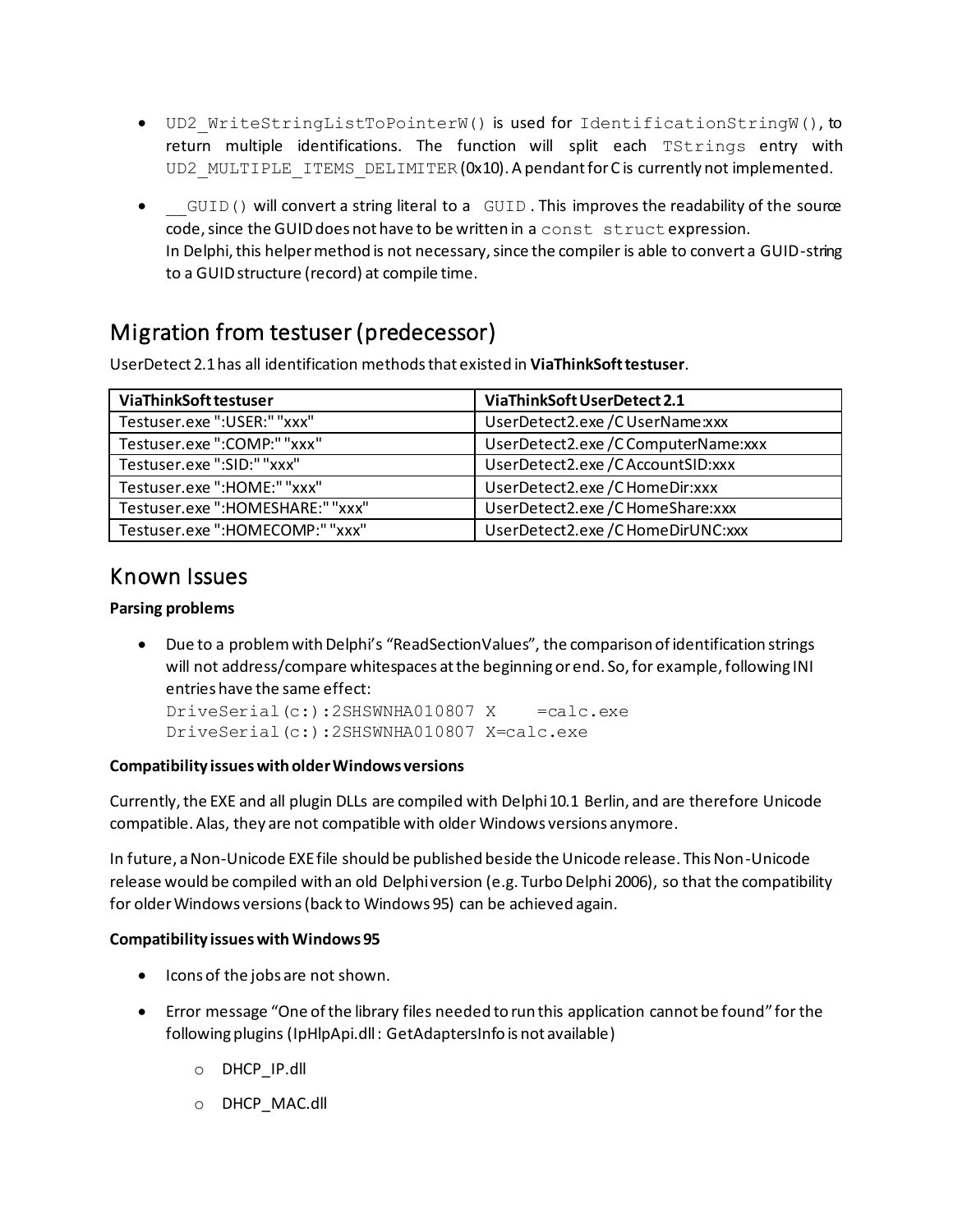- `UD2_WriteStringListToPointerW()` is used for `IdentificationStringW()`, to return multiple identifications. The function will split each `TStrings` entry with `UD2_MULTIPLE_ITEMS_DELIMITER` (0x10). A pendant for C is currently not implemented.

- `__GUID()` will convert a string literal to a `GUID`. This improves the readability of the source code, since the GUID does not have to be written in a `const struct` expression.
  In Delphi, this helper method is not necessary, since the compiler is able to convert a GUID-string to a GUID structure (record) at compile time.

## Migration from testuser (predecessor)

UserDetect 2.1 has all identification methods that existed in **ViaThinkSoft testuser**.

| **ViaThinkSoft testuser** | **ViaThinkSoft UserDetect 2.1** |
|---|---|
| Testuser.exe ":USER:" "xxx" | UserDetect2.exe /C UserName:xxx |
| Testuser.exe ":COMP:" "xxx" | UserDetect2.exe /C ComputerName:xxx |
| Testuser.exe ":SID:" "xxx" | UserDetect2.exe /C AccountSID:xxx |
| Testuser.exe ":HOME:" "xxx" | UserDetect2.exe /C HomeDir:xxx |
| Testuser.exe ":HOMESHARE:" "xxx" | UserDetect2.exe /C HomeShare:xxx |
| Testuser.exe ":HOMECOMP:" "xxx" | UserDetect2.exe /C HomeDirUNC:xxx |

## Known Issues

**Parsing problems**

- Due to a problem with Delphi's "ReadSectionValues", the comparison of identification strings will not address/compare whitespaces at the beginning or end. So, for example, following INI entries have the same effect:
  ```
  DriveSerial(c:):2SHSWNHA010807 X    =calc.exe
  DriveSerial(c:):2SHSWNHA010807 X=calc.exe
  ```

**Compatibility issues with older Windows versions**

Currently, the EXE and all plugin DLLs are compiled with Delphi 10.1 Berlin, and are therefore Unicode compatible. Alas, they are not compatible with older Windows versions anymore.

In future, a Non-Unicode EXE file should be published beside the Unicode release. This Non-Unicode release would be compiled with an old Delphi version (e.g. Turbo Delphi 2006), so that the compatibility for older Windows versions (back to Windows 95) can be achieved again.

**Compatibility issues with Windows 95**

- Icons of the jobs are not shown.

- Error message "One of the library files needed to run this application cannot be found" for the following plugins (IpHlpApi.dll : GetAdaptersInfo is not available)

  - DHCP_IP.dll

  - DHCP_MAC.dll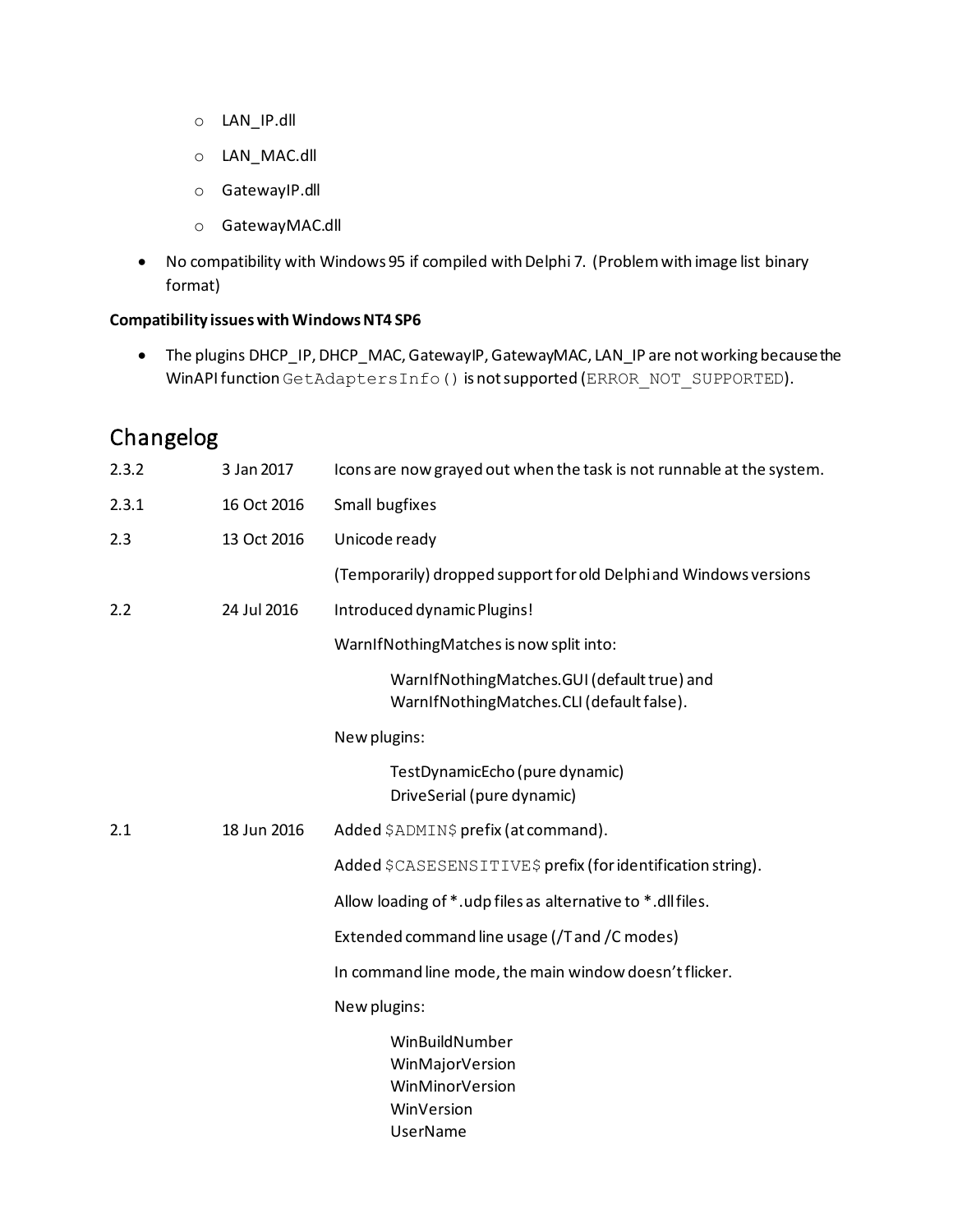- LAN_IP.dll
  - LAN_MAC.dll
  - GatewayIP.dll
  - GatewayMAC.dll
- No compatibility with Windows 95 if compiled with Delphi 7. (Problem with image list binary format)

**Compatibility issues with Windows NT4 SP6**

- The plugins DHCP_IP, DHCP_MAC, GatewayIP, GatewayMAC, LAN_IP are not working because the WinAPI function `GetAdaptersInfo()` is not supported (`ERROR_NOT_SUPPORTED`).

## Changelog

| | | |
|---|---|---|
| 2.3.2 | 3 Jan 2017 | Icons are now grayed out when the task is not runnable at the system. |
| 2.3.1 | 16 Oct 2016 | Small bugfixes |
| 2.3 | 13 Oct 2016 | Unicode ready |
| | | (Temporarily) dropped support for old Delphi and Windows versions |
| 2.2 | 24 Jul 2016 | Introduced dynamic Plugins! |
| | | WarnIfNothingMatches is now split into: |
| | | WarnIfNothingMatches.GUI (default true) and WarnIfNothingMatches.CLI (default false). |
| | | New plugins: |
| | | TestDynamicEcho (pure dynamic) DriveSerial (pure dynamic) |
| 2.1 | 18 Jun 2016 | Added `$ADMIN$` prefix (at command). |
| | | Added `$CASESENSITIVE$` prefix (for identification string). |
| | | Allow loading of *.udp files as alternative to *.dll files. |
| | | Extended command line usage (/T and /C modes) |
| | | In command line mode, the main window doesn't flicker. |
| | | New plugins: |
| | | WinBuildNumber WinMajorVersion WinMinorVersion WinVersion UserName |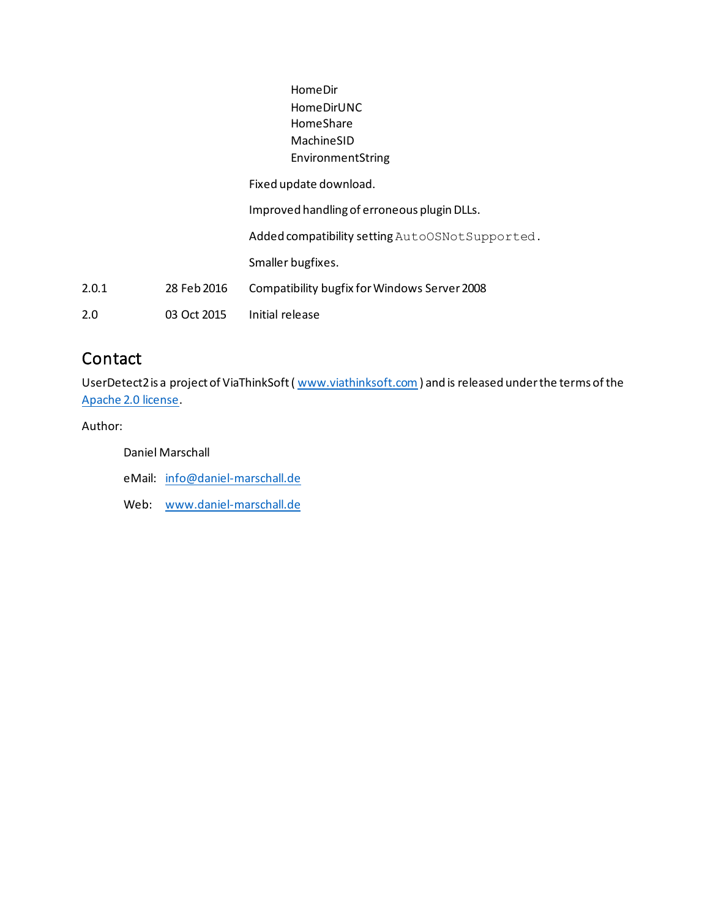| | | |
|---|---|---|
| | | HomeDir<br>HomeDirUNC<br>HomeShare<br>MachineSID<br>EnvironmentString |
| | | Fixed update download. |
| | | Improved handling of erroneous plugin DLLs. |
| | | Added compatibility setting `AutoOSNotSupported`. |
| | | Smaller bugfixes. |
| 2.0.1 | 28 Feb 2016 | Compatibility bugfix for Windows Server 2008 |
| 2.0 | 03 Oct 2015 | Initial release |

## Contact

UserDetect2 is a project of ViaThinkSoft ( [www.viathinksoft.com](http://www.viathinksoft.com) ) and is released under the terms of the [Apache 2.0 license](https://www.apache.org/licenses/LICENSE-2.0).

Author:

Daniel Marschall

eMail: [info@daniel-marschall.de](mailto:info@daniel-marschall.de)

Web: [www.daniel-marschall.de](http://www.daniel-marschall.de)